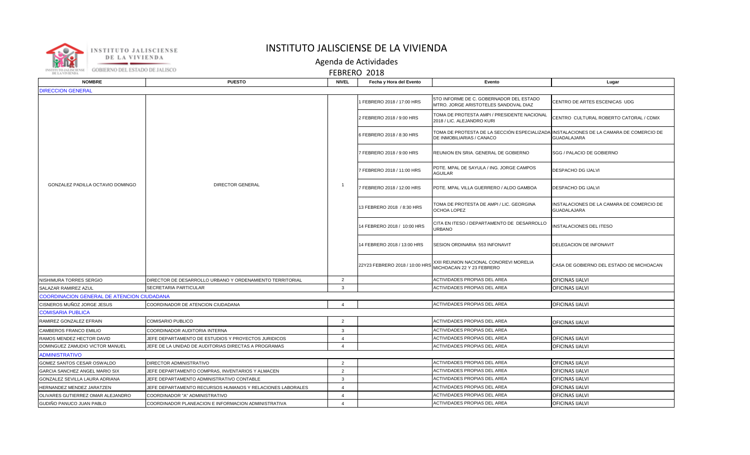# INSTITUTO JALISCIENSE DE LA VIVIENDA

## Agenda de Actividades

### FEBRERO 2018

| NOMBRE | PUESTO | NIVEL | Fecha y Hora del Evento | Evento | Lugar |
|---|---|---|---|---|---|
| DIRECCION GENERAL | | | | | |
| GONZALEZ PADILLA OCTAVIO DOMINGO | DIRECTOR GENERAL | 1 | 1 FEBRERO 2018 / 17:00 HRS | 5TO INFORME DE C. GOBERNADOR DEL ESTADO MTRO. JORGE ARISTOTELES SANDOVAL DIAZ | CENTRO DE ARTES ESCENICAS UDG |
| | | | 2 FEBRERO 2018 / 9:00 HRS | TOMA DE PROTESTA AMPI / PRESIDENTE NACIONAL 2018 / LIC. ALEJANDRO KURI | CENTRO CULTURAL ROBERTO CATORAL / CDMX |
| | | | 6 FEBRERO 2018 / 8:30 HRS | TOMA DE PROTESTA DE LA SECCIÓN ESPECIALIZADA DE INMOBILIARIAS / CANACO | INSTALACIONES DE LA CAMARA DE COMERCIO DE GUADALAJARA |
| | | | 7 FEBRERO 2018 / 9:00 HRS | REUNION EN SRIA. GENERAL DE GOBIERNO | SGG / PALACIO DE GOBIERNO |
| | | | 7 FEBRERO 2018 / 11:00 HRS | PDTE. MPAL DE SAYULA / ING. JORGE CAMPOS AGUILAR | DESPACHO DG IJALVI |
| | | | 7 FEBRERO 2018 / 12:00 HRS | PDTE. MPAL VILLA GUERRERO / ALDO GAMBOA | DESPACHO DG IJALVI |
| | | | 13 FEBRERO 2018 / 8:30 HRS | TOMA DE PROTESTA DE AMPI / LIC. GEORGINA OCHOA LOPEZ | INSTALACIONES DE LA CAMARA DE COMERCIO DE GUADALAJARA |
| | | | 14 FEBRERO 2018 / 10:00 HRS | CITA EN ITESO / DEPARTAMENTO DE DESARROLLO URBANO | INSTALACIONES DEL ITESO |
| | | | 14 FEBRERO 2018 / 13:00 HRS | SESION ORDINARIA 553 INFONAVIT | DELEGACION DE INFONAVIT |
| | | | 22Y23 FEBRERO 2018 / 10:00 HRS | XXII REUNION NACIONAL CONOREVI MORELIA MICHOACAN 22 Y 23 FEBRERO | CASA DE GOBIERNO DEL ESTADO DE MICHOACAN |
| NISHIMURA TORRES SERGIO | DIRECTOR DE DESARROLLO URBANO Y ORDENAMIENTO TERRITORIAL | 2 | | ACTIVIDADES PROPIAS DEL AREA | OFICINAS IJALVI |
| SALAZAR RAMIREZ AZUL | SECRETARIA PARTICULAR | 3 | | ACTIVIDADES PROPIAS DEL AREA | OFICINAS IJALVI |
| COORDINACION GENERAL DE ATENCION CIUDADANA | | | | | |
| CISNEROS MUÑOZ JORGE JESUS | COORDINADOR DE ATENCION CIUDADANA | 4 | | ACTIVIDADES PROPIAS DEL AREA | OFICINAS IJALVI |
| COMISARIA PUBLICA | | | | | |
| RAMIREZ GONZALEZ EFRAIN | COMISARIO PUBLICO | 2 | | ACTIVIDADES PROPIAS DEL AREA | OFICINAS IJALVI |
| CAMBEROS FRANCO EMILIO | COORDINADOR AUDITORIA INTERNA | 3 | | ACTIVIDADES PROPIAS DEL AREA | |
| RAMOS MENDEZ HECTOR DAVID | JEFE DEPARTAMENTO DE ESTUDIOS Y PROYECTOS JURIDICOS | 4 | | ACTIVIDADES PROPIAS DEL AREA | OFICINAS IJALVI |
| DOMINGUEZ ZAMUDIO VICTOR MANUEL | JEFE DE LA UNIDAD DE AUDITORIAS DIRECTAS A PROGRAMAS | 4 | | ACTIVIDADES PROPIAS DEL AREA | OFICINAS IJALVI |
| ADMINISTRATIVO | | | | | |
| GOMEZ SANTOS CESAR OSWALDO | DIRECTOR ADMINISTRATIVO | 2 | | ACTIVIDADES PROPIAS DEL AREA | OFICINAS IJALVI |
| GARCIA SANCHEZ ANGEL MARIO SIX | JEFE DEPARTAMENTO COMPRAS, INVENTARIOS Y ALMACEN | 2 | | ACTIVIDADES PROPIAS DEL AREA | OFICINAS IJALVI |
| GONZALEZ SEVILLA LAURA ADRIANA | JEFE DEPARTAMENTO ADMINISTRATIVO CONTABLE | 3 | | ACTIVIDADES PROPIAS DEL AREA | OFICINAS IJALVI |
| HERNANDEZ MENDEZ JARATZEN | JEFE DEPARTAMENTO RECURSOS HUMANOS Y RELACIONES LABORALES | 4 | | ACTIVIDADES PROPIAS DEL AREA | OFICINAS IJALVI |
| OLIVARES GUTIERREZ OMAR ALEJANDRO | COORDINADOR "A" ADMINISTRATIVO | 4 | | ACTIVIDADES PROPIAS DEL AREA | OFICINAS IJALVI |
| GUDIÑO PANUCO JUAN PABLO | COORDINADOR PLANEACION E INFORMACION ADMINISTRATIVA | 4 | | ACTIVIDADES PROPIAS DEL AREA | OFICINAS IJALVI |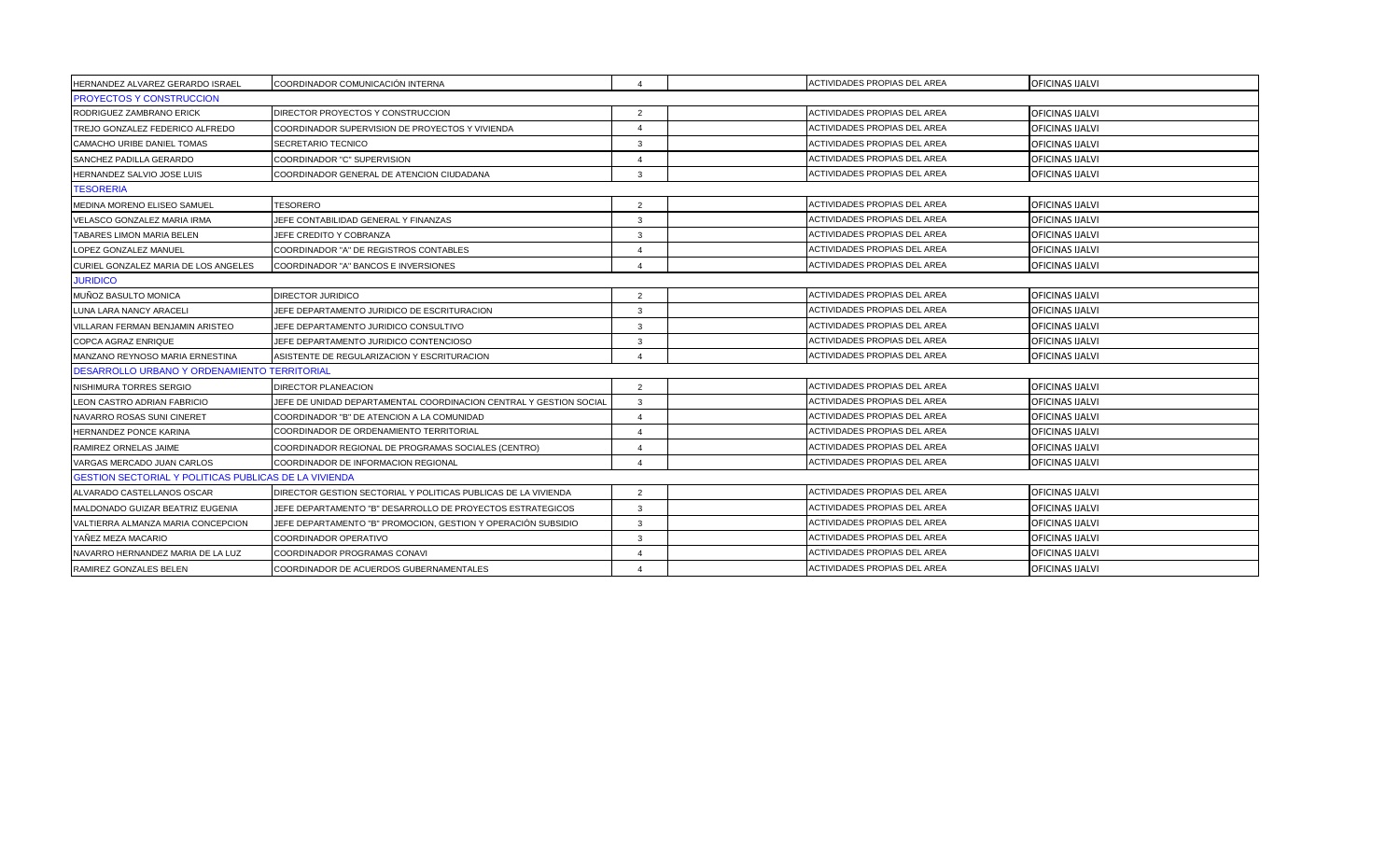| | | | | | |
|---|---|---|---|---|---|
| HERNANDEZ ALVAREZ GERARDO ISRAEL | COORDINADOR COMUNICACIÓN INTERNA | 4 | | ACTIVIDADES PROPIAS DEL AREA | OFICINAS IJALVI |
| PROYECTOS Y CONSTRUCCION | | | | | |
| RODRIGUEZ ZAMBRANO ERICK | DIRECTOR PROYECTOS Y CONSTRUCCION | 2 | | ACTIVIDADES PROPIAS DEL AREA | OFICINAS IJALVI |
| TREJO GONZALEZ FEDERICO ALFREDO | COORDINADOR SUPERVISION DE PROYECTOS Y VIVIENDA | 4 | | ACTIVIDADES PROPIAS DEL AREA | OFICINAS IJALVI |
| CAMACHO URIBE DANIEL TOMAS | SECRETARIO TECNICO | 3 | | ACTIVIDADES PROPIAS DEL AREA | OFICINAS IJALVI |
| SANCHEZ PADILLA GERARDO | COORDINADOR "C" SUPERVISION | 4 | | ACTIVIDADES PROPIAS DEL AREA | OFICINAS IJALVI |
| HERNANDEZ SALVIO JOSE LUIS | COORDINADOR GENERAL DE ATENCION CIUDADANA | 3 | | ACTIVIDADES PROPIAS DEL AREA | OFICINAS IJALVI |
| TESORERIA | | | | | |
| MEDINA MORENO ELISEO SAMUEL | TESORERO | 2 | | ACTIVIDADES PROPIAS DEL AREA | OFICINAS IJALVI |
| VELASCO GONZALEZ MARIA IRMA | JEFE CONTABILIDAD GENERAL Y FINANZAS | 3 | | ACTIVIDADES PROPIAS DEL AREA | OFICINAS IJALVI |
| TABARES LIMON MARIA BELEN | JEFE CREDITO Y COBRANZA | 3 | | ACTIVIDADES PROPIAS DEL AREA | OFICINAS IJALVI |
| LOPEZ GONZALEZ MANUEL | COORDINADOR "A" DE REGISTROS CONTABLES | 4 | | ACTIVIDADES PROPIAS DEL AREA | OFICINAS IJALVI |
| CURIEL GONZALEZ MARIA DE LOS ANGELES | COORDINADOR "A" BANCOS E INVERSIONES | 4 | | ACTIVIDADES PROPIAS DEL AREA | OFICINAS IJALVI |
| JURIDICO | | | | | |
| MUÑOZ BASULTO MONICA | DIRECTOR JURIDICO | 2 | | ACTIVIDADES PROPIAS DEL AREA | OFICINAS IJALVI |
| LUNA LARA NANCY ARACELI | JEFE DEPARTAMENTO JURIDICO DE ESCRITURACION | 3 | | ACTIVIDADES PROPIAS DEL AREA | OFICINAS IJALVI |
| VILLARAN FERMAN BENJAMIN ARISTEO | JEFE DEPARTAMENTO JURIDICO CONSULTIVO | 3 | | ACTIVIDADES PROPIAS DEL AREA | OFICINAS IJALVI |
| COPCA AGRAZ ENRIQUE | JEFE DEPARTAMENTO JURIDICO CONTENCIOSO | 3 | | ACTIVIDADES PROPIAS DEL AREA | OFICINAS IJALVI |
| MANZANO REYNOSO MARIA ERNESTINA | ASISTENTE DE REGULARIZACION Y ESCRITURACION | 4 | | ACTIVIDADES PROPIAS DEL AREA | OFICINAS IJALVI |
| DESARROLLO URBANO Y ORDENAMIENTO TERRITORIAL | | | | | |
| NISHIMURA TORRES SERGIO | DIRECTOR PLANEACION | 2 | | ACTIVIDADES PROPIAS DEL AREA | OFICINAS IJALVI |
| LEON CASTRO ADRIAN FABRICIO | JEFE DE UNIDAD DEPARTAMENTAL COORDINACION CENTRAL Y GESTION SOCIAL | 3 | | ACTIVIDADES PROPIAS DEL AREA | OFICINAS IJALVI |
| NAVARRO ROSAS SUNI CINERET | COORDINADOR "B" DE ATENCION A LA COMUNIDAD | 4 | | ACTIVIDADES PROPIAS DEL AREA | OFICINAS IJALVI |
| HERNANDEZ PONCE KARINA | COORDINADOR DE ORDENAMIENTO TERRITORIAL | 4 | | ACTIVIDADES PROPIAS DEL AREA | OFICINAS IJALVI |
| RAMIREZ ORNELAS JAIME | COORDINADOR REGIONAL DE PROGRAMAS SOCIALES (CENTRO) | 4 | | ACTIVIDADES PROPIAS DEL AREA | OFICINAS IJALVI |
| VARGAS MERCADO JUAN CARLOS | COORDINADOR DE INFORMACION REGIONAL | 4 | | ACTIVIDADES PROPIAS DEL AREA | OFICINAS IJALVI |
| GESTION SECTORIAL Y POLITICAS PUBLICAS DE LA VIVIENDA | | | | | |
| ALVARADO CASTELLANOS OSCAR | DIRECTOR GESTION SECTORIAL Y POLITICAS PUBLICAS DE LA VIVIENDA | 2 | | ACTIVIDADES PROPIAS DEL AREA | OFICINAS IJALVI |
| MALDONADO GUIZAR BEATRIZ EUGENIA | JEFE DEPARTAMENTO "B" DESARROLLO DE PROYECTOS ESTRATEGICOS | 3 | | ACTIVIDADES PROPIAS DEL AREA | OFICINAS IJALVI |
| VALTIERRA ALMANZA MARIA CONCEPCION | JEFE DEPARTAMENTO "B" PROMOCION, GESTION Y OPERACIÓN SUBSIDIO | 3 | | ACTIVIDADES PROPIAS DEL AREA | OFICINAS IJALVI |
| YAÑEZ MEZA MACARIO | COORDINADOR OPERATIVO | 3 | | ACTIVIDADES PROPIAS DEL AREA | OFICINAS IJALVI |
| NAVARRO HERNANDEZ MARIA DE LA LUZ | COORDINADOR PROGRAMAS CONAVI | 4 | | ACTIVIDADES PROPIAS DEL AREA | OFICINAS IJALVI |
| RAMIREZ GONZALES BELEN | COORDINADOR DE ACUERDOS GUBERNAMENTALES | 4 | | ACTIVIDADES PROPIAS DEL AREA | OFICINAS IJALVI |